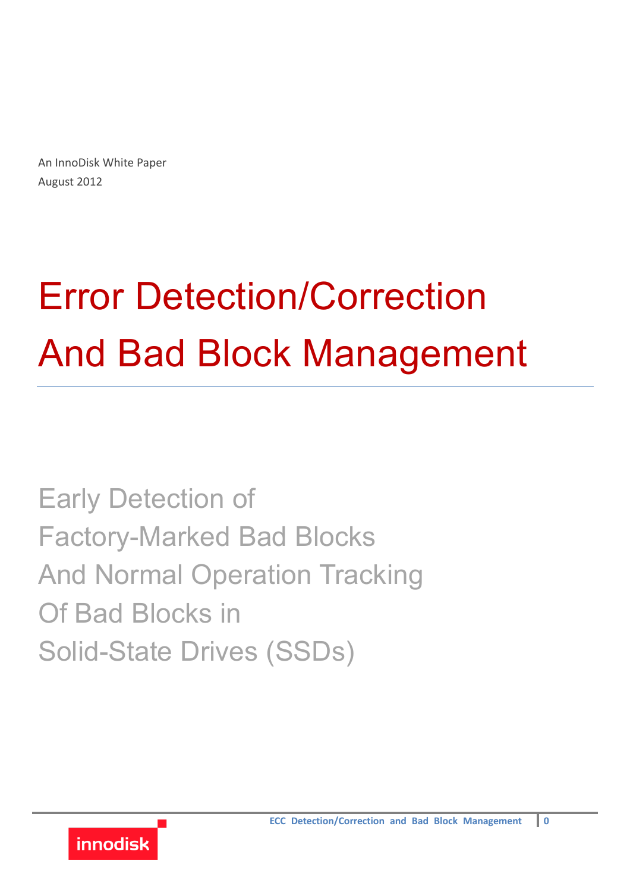An InnoDisk White Paper
August 2012

# Error Detection/Correction And Bad Block Management

## Early Detection of Factory-Marked Bad Blocks And Normal Operation Tracking Of Bad Blocks in Solid-State Drives (SSDs)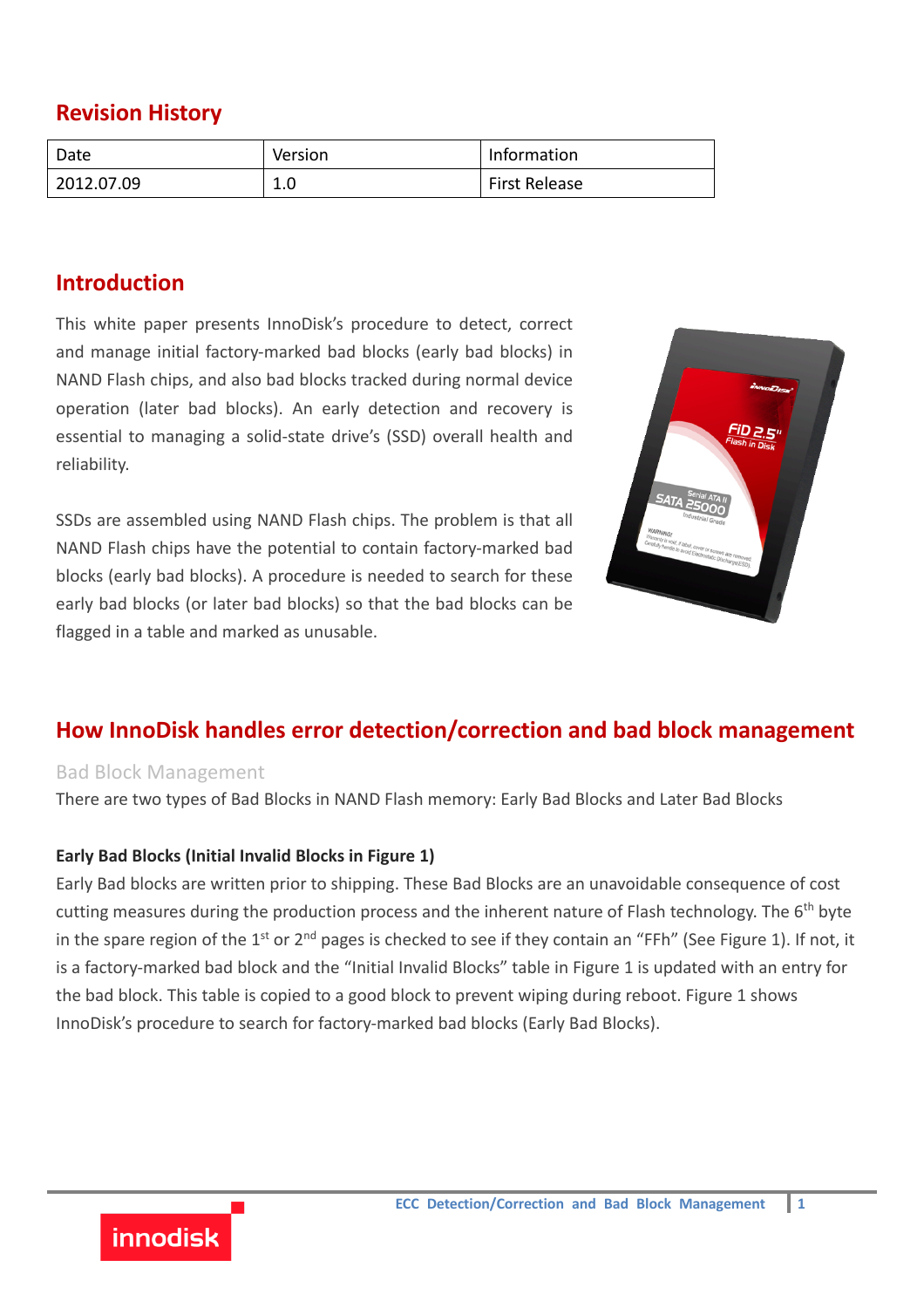## Revision History

| Date | Version | Information |
| --- | --- | --- |
| 2012.07.09 | 1.0 | First Release |

## Introduction

This white paper presents InnoDisk's procedure to detect, correct and manage initial factory-marked bad blocks (early bad blocks) in NAND Flash chips, and also bad blocks tracked during normal device operation (later bad blocks). An early detection and recovery is essential to managing a solid-state drive's (SSD) overall health and reliability.

SSDs are assembled using NAND Flash chips. The problem is that all NAND Flash chips have the potential to contain factory-marked bad blocks (early bad blocks). A procedure is needed to search for these early bad blocks (or later bad blocks) so that the bad blocks can be flagged in a table and marked as unusable.

## How InnoDisk handles error detection/correction and bad block management

### Bad Block Management

There are two types of Bad Blocks in NAND Flash memory: Early Bad Blocks and Later Bad Blocks

**Early Bad Blocks (Initial Invalid Blocks in Figure 1)**

Early Bad blocks are written prior to shipping. These Bad Blocks are an unavoidable consequence of cost cutting measures during the production process and the inherent nature of Flash technology. The 6th byte in the spare region of the 1st or 2nd pages is checked to see if they contain an "FFh" (See Figure 1). If not, it is a factory-marked bad block and the "Initial Invalid Blocks" table in Figure 1 is updated with an entry for the bad block. This table is copied to a good block to prevent wiping during reboot. Figure 1 shows InnoDisk's procedure to search for factory-marked bad blocks (Early Bad Blocks).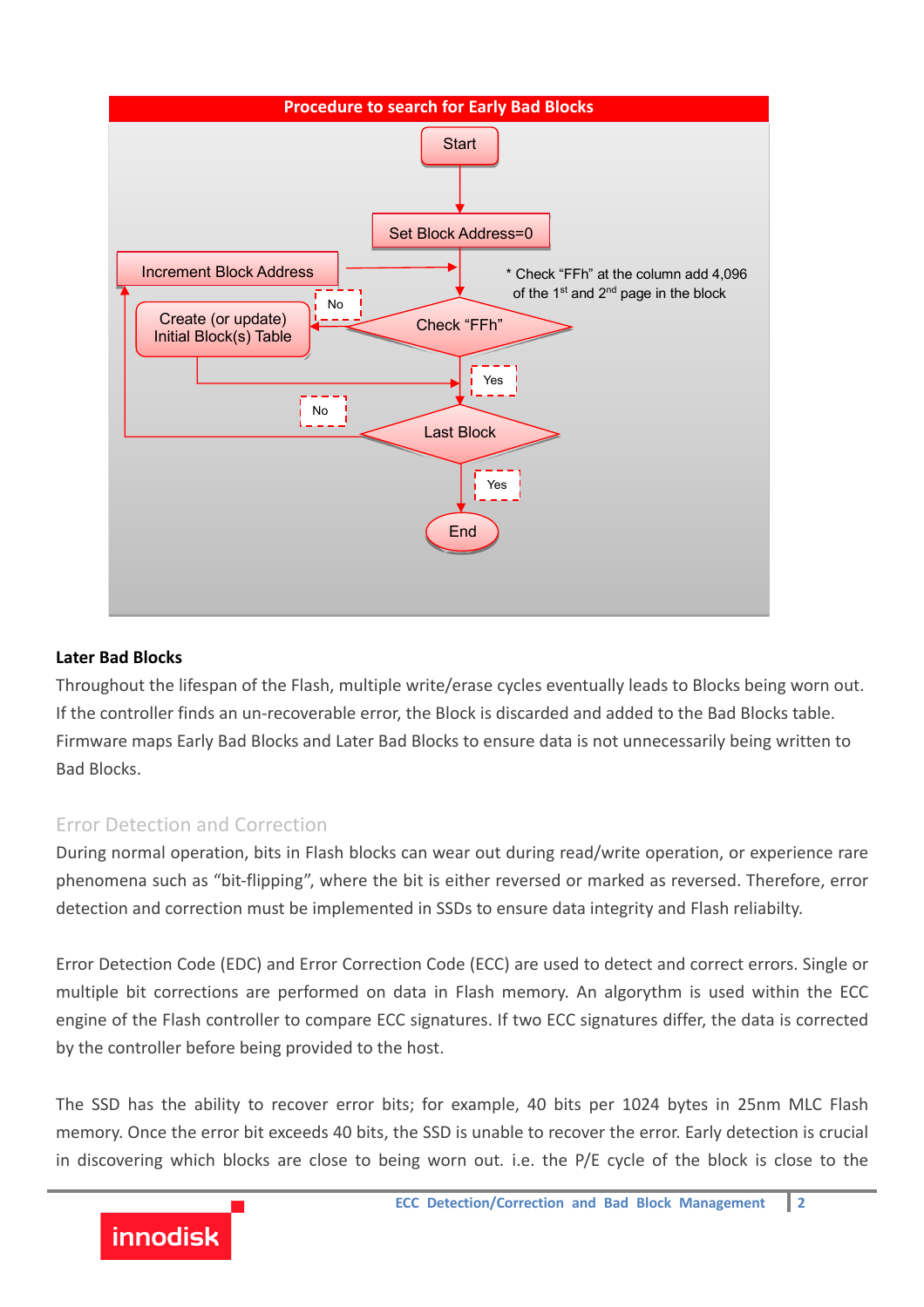**Procedure to search for Early Bad Blocks**

Start → Set Block Address=0 → Check "FFh"

\* Check "FFh" at the column add 4,096 of the 1st and 2nd page in the block

- Check "FFh" — No → Create (or update) Initial Block(s) Table → Last Block
- Check "FFh" — Yes → Last Block
- Last Block — No → Increment Block Address → Check "FFh"
- Last Block — Yes → End

**Later Bad Blocks**

Throughout the lifespan of the Flash, multiple write/erase cycles eventually leads to Blocks being worn out. If the controller finds an un-recoverable error, the Block is discarded and added to the Bad Blocks table. Firmware maps Early Bad Blocks and Later Bad Blocks to ensure data is not unnecessarily being written to Bad Blocks.

## Error Detection and Correction

During normal operation, bits in Flash blocks can wear out during read/write operation, or experience rare phenomena such as "bit-flipping", where the bit is either reversed or marked as reversed. Therefore, error detection and correction must be implemented in SSDs to ensure data integrity and Flash reliabilty.

Error Detection Code (EDC) and Error Correction Code (ECC) are used to detect and correct errors. Single or multiple bit corrections are performed on data in Flash memory. An algorythm is used within the ECC engine of the Flash controller to compare ECC signatures. If two ECC signatures differ, the data is corrected by the controller before being provided to the host.

The SSD has the ability to recover error bits; for example, 40 bits per 1024 bytes in 25nm MLC Flash memory. Once the error bit exceeds 40 bits, the SSD is unable to recover the error. Early detection is crucial in discovering which blocks are close to being worn out. i.e. the P/E cycle of the block is close to the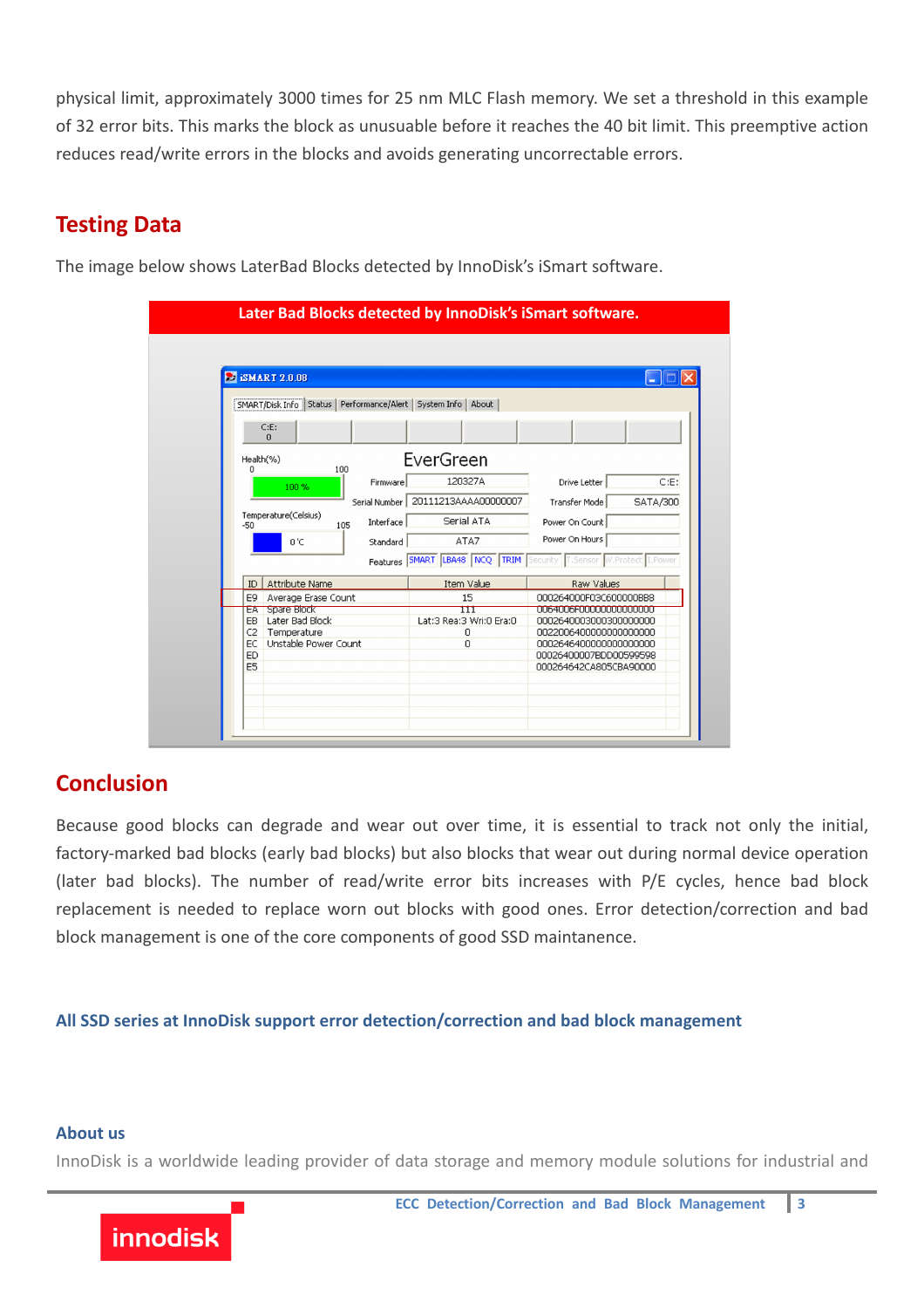physical limit, approximately 3000 times for 25 nm MLC Flash memory. We set a threshold in this example of 32 error bits. This marks the block as unusuable before it reaches the 40 bit limit. This preemptive action reduces read/write errors in the blocks and avoids generating uncorrectable errors.

## Testing Data

The image below shows LaterBad Blocks detected by InnoDisk's iSmart software.

**Later Bad Blocks detected by InnoDisk's iSmart software.**

## Conclusion

Because good blocks can degrade and wear out over time, it is essential to track not only the initial, factory-marked bad blocks (early bad blocks) but also blocks that wear out during normal device operation (later bad blocks). The number of read/write error bits increases with P/E cycles, hence bad block replacement is needed to replace worn out blocks with good ones. Error detection/correction and bad block management is one of the core components of good SSD maintanence.

**All SSD series at InnoDisk support error detection/correction and bad block management**

**About us**

InnoDisk is a worldwide leading provider of data storage and memory module solutions for industrial and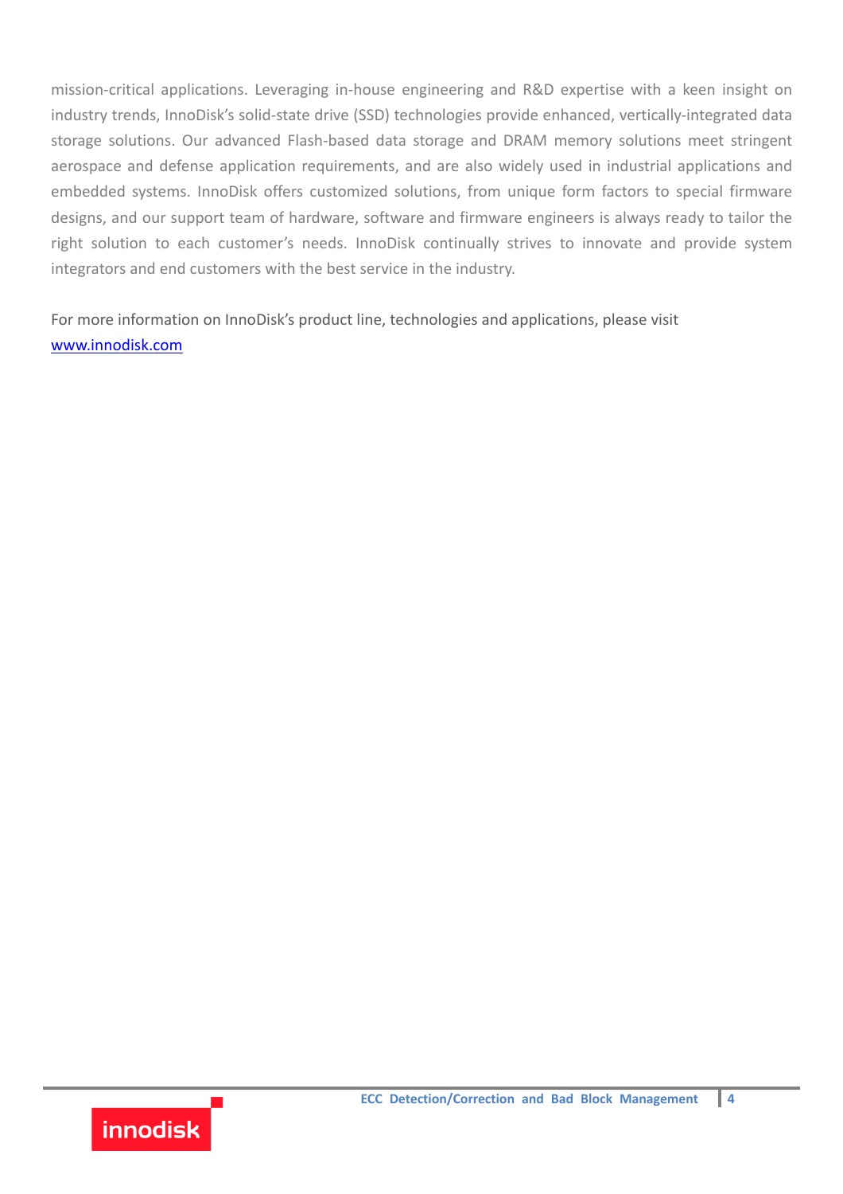mission-critical applications. Leveraging in-house engineering and R&D expertise with a keen insight on industry trends, InnoDisk's solid-state drive (SSD) technologies provide enhanced, vertically-integrated data storage solutions. Our advanced Flash-based data storage and DRAM memory solutions meet stringent aerospace and defense application requirements, and are also widely used in industrial applications and embedded systems. InnoDisk offers customized solutions, from unique form factors to special firmware designs, and our support team of hardware, software and firmware engineers is always ready to tailor the right solution to each customer's needs. InnoDisk continually strives to innovate and provide system integrators and end customers with the best service in the industry.

For more information on InnoDisk's product line, technologies and applications, please visit [www.innodisk.com](http://www.innodisk.com)